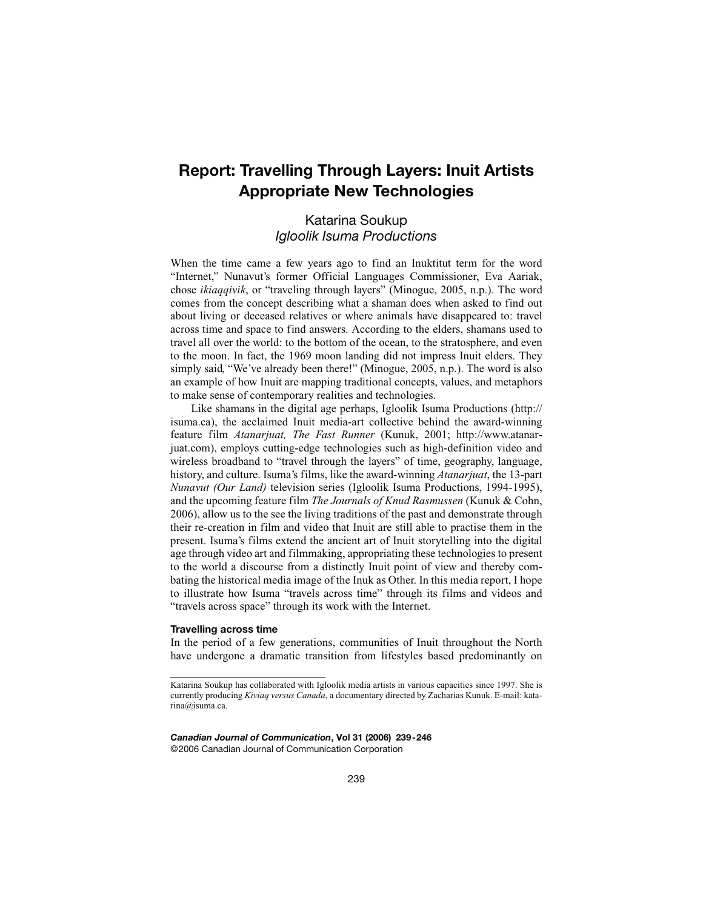# Report: Travelling Through Layers: Inuit Artists Appropriate New Technologies

Katarina Soukup
*Igloolik Isuma Productions*

When the time came a few years ago to find an Inuktitut term for the word "Internet," Nunavut's former Official Languages Commissioner, Eva Aariak, chose *ikiaqqivik*, or "traveling through layers" (Minogue, 2005, n.p.). The word comes from the concept describing what a shaman does when asked to find out about living or deceased relatives or where animals have disappeared to: travel across time and space to find answers. According to the elders, shamans used to travel all over the world: to the bottom of the ocean, to the stratosphere, and even to the moon. In fact, the 1969 moon landing did not impress Inuit elders. They simply said, "We've already been there!" (Minogue, 2005, n.p.). The word is also an example of how Inuit are mapping traditional concepts, values, and metaphors to make sense of contemporary realities and technologies.

Like shamans in the digital age perhaps, Igloolik Isuma Productions (http://isuma.ca), the acclaimed Inuit media-art collective behind the award-winning feature film *Atanarjuat, The Fast Runner* (Kunuk, 2001; http://www.atanarjuat.com), employs cutting-edge technologies such as high-definition video and wireless broadband to "travel through the layers" of time, geography, language, history, and culture. Isuma's films, like the award-winning *Atanarjuat*, the 13-part *Nunavut (Our Land)* television series (Igloolik Isuma Productions, 1994-1995), and the upcoming feature film *The Journals of Knud Rasmussen* (Kunuk & Cohn, 2006), allow us to the see the living traditions of the past and demonstrate through their re-creation in film and video that Inuit are still able to practise them in the present. Isuma's films extend the ancient art of Inuit storytelling into the digital age through video art and filmmaking, appropriating these technologies to present to the world a discourse from a distinctly Inuit point of view and thereby combating the historical media image of the Inuk as Other. In this media report, I hope to illustrate how Isuma "travels across time" through its films and videos and "travels across space" through its work with the Internet.

### Travelling across time

In the period of a few generations, communities of Inuit throughout the North have undergone a dramatic transition from lifestyles based predominantly on

---

Katarina Soukup has collaborated with Igloolik media artists in various capacities since 1997. She is currently producing *Kiviaq versus Canada*, a documentary directed by Zacharias Kunuk. E-mail: katarina@isuma.ca.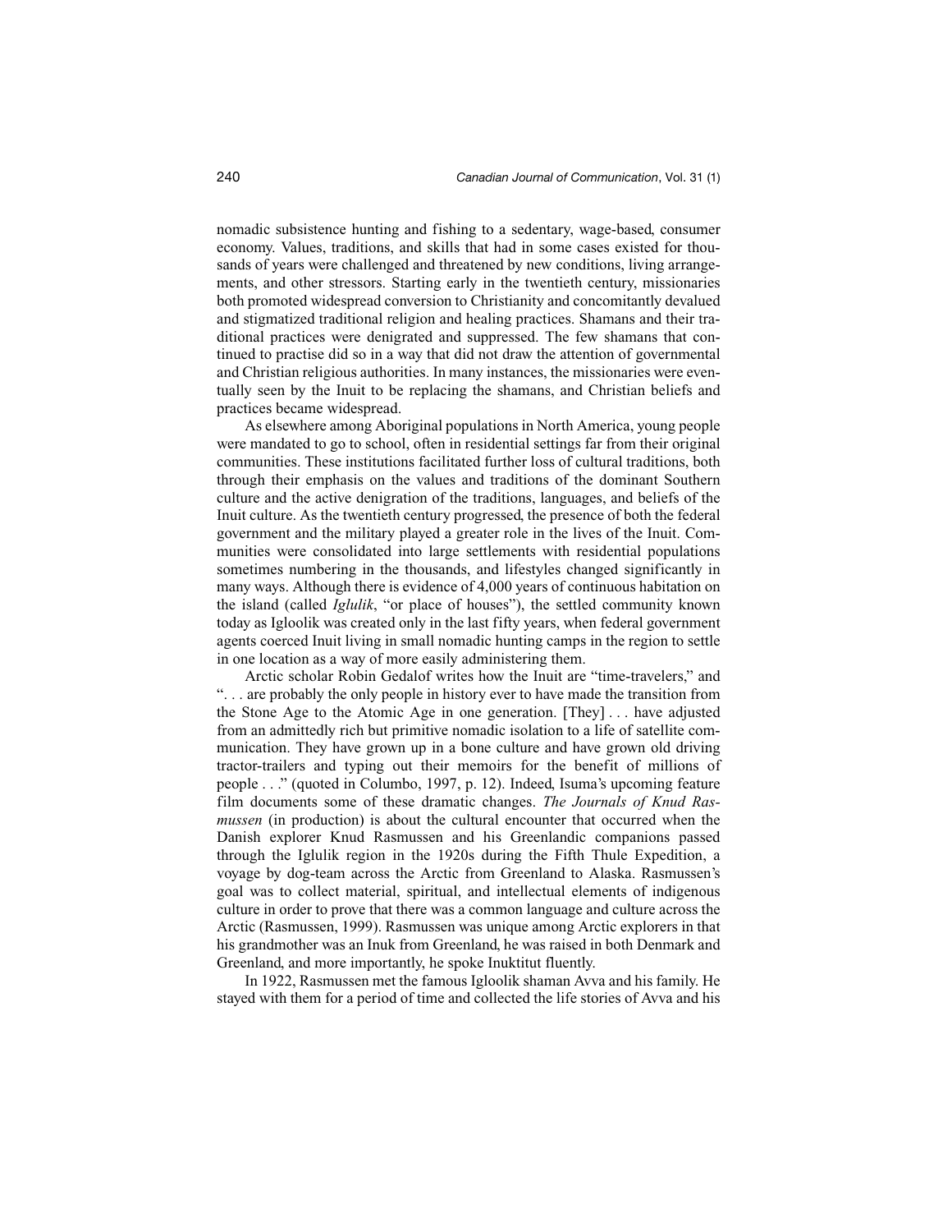nomadic subsistence hunting and fishing to a sedentary, wage-based, consumer economy. Values, traditions, and skills that had in some cases existed for thousands of years were challenged and threatened by new conditions, living arrangements, and other stressors. Starting early in the twentieth century, missionaries both promoted widespread conversion to Christianity and concomitantly devalued and stigmatized traditional religion and healing practices. Shamans and their traditional practices were denigrated and suppressed. The few shamans that continued to practise did so in a way that did not draw the attention of governmental and Christian religious authorities. In many instances, the missionaries were eventually seen by the Inuit to be replacing the shamans, and Christian beliefs and practices became widespread.

As elsewhere among Aboriginal populations in North America, young people were mandated to go to school, often in residential settings far from their original communities. These institutions facilitated further loss of cultural traditions, both through their emphasis on the values and traditions of the dominant Southern culture and the active denigration of the traditions, languages, and beliefs of the Inuit culture. As the twentieth century progressed, the presence of both the federal government and the military played a greater role in the lives of the Inuit. Communities were consolidated into large settlements with residential populations sometimes numbering in the thousands, and lifestyles changed significantly in many ways. Although there is evidence of 4,000 years of continuous habitation on the island (called *Iglulik*, "or place of houses"), the settled community known today as Igloolik was created only in the last fifty years, when federal government agents coerced Inuit living in small nomadic hunting camps in the region to settle in one location as a way of more easily administering them.

Arctic scholar Robin Gedalof writes how the Inuit are "time-travelers," and ". . . are probably the only people in history ever to have made the transition from the Stone Age to the Atomic Age in one generation. [They] . . . have adjusted from an admittedly rich but primitive nomadic isolation to a life of satellite communication. They have grown up in a bone culture and have grown old driving tractor-trailers and typing out their memoirs for the benefit of millions of people . . ." (quoted in Columbo, 1997, p. 12). Indeed, Isuma's upcoming feature film documents some of these dramatic changes. *The Journals of Knud Rasmussen* (in production) is about the cultural encounter that occurred when the Danish explorer Knud Rasmussen and his Greenlandic companions passed through the Iglulik region in the 1920s during the Fifth Thule Expedition, a voyage by dog-team across the Arctic from Greenland to Alaska. Rasmussen's goal was to collect material, spiritual, and intellectual elements of indigenous culture in order to prove that there was a common language and culture across the Arctic (Rasmussen, 1999). Rasmussen was unique among Arctic explorers in that his grandmother was an Inuk from Greenland, he was raised in both Denmark and Greenland, and more importantly, he spoke Inuktitut fluently.

In 1922, Rasmussen met the famous Igloolik shaman Avva and his family. He stayed with them for a period of time and collected the life stories of Avva and his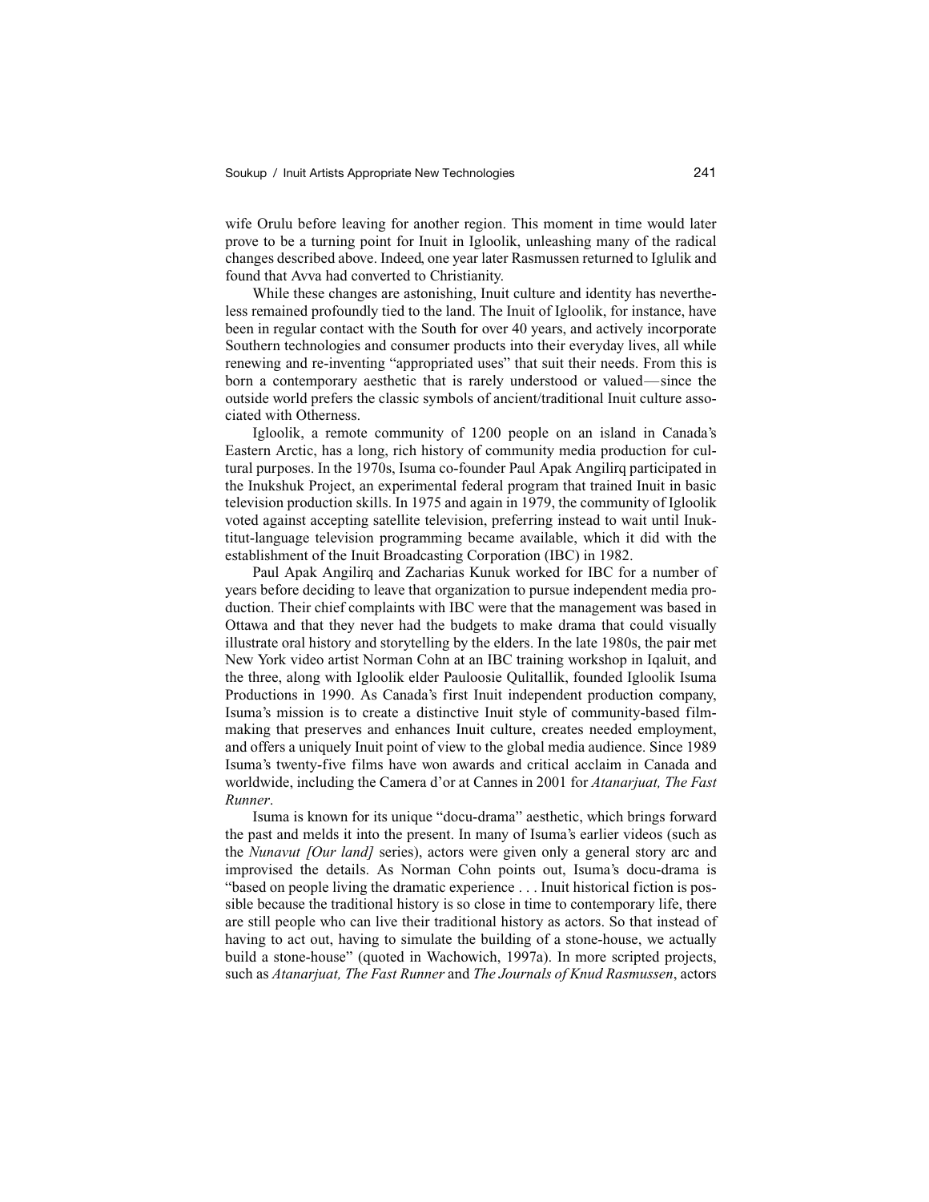wife Orulu before leaving for another region. This moment in time would later prove to be a turning point for Inuit in Igloolik, unleashing many of the radical changes described above. Indeed, one year later Rasmussen returned to Iglulik and found that Avva had converted to Christianity.

While these changes are astonishing, Inuit culture and identity has nevertheless remained profoundly tied to the land. The Inuit of Igloolik, for instance, have been in regular contact with the South for over 40 years, and actively incorporate Southern technologies and consumer products into their everyday lives, all while renewing and re-inventing "appropriated uses" that suit their needs. From this is born a contemporary aesthetic that is rarely understood or valued—since the outside world prefers the classic symbols of ancient/traditional Inuit culture associated with Otherness.

Igloolik, a remote community of 1200 people on an island in Canada's Eastern Arctic, has a long, rich history of community media production for cultural purposes. In the 1970s, Isuma co-founder Paul Apak Angilirq participated in the Inukshuk Project, an experimental federal program that trained Inuit in basic television production skills. In 1975 and again in 1979, the community of Igloolik voted against accepting satellite television, preferring instead to wait until Inuktitut-language television programming became available, which it did with the establishment of the Inuit Broadcasting Corporation (IBC) in 1982.

Paul Apak Angilirq and Zacharias Kunuk worked for IBC for a number of years before deciding to leave that organization to pursue independent media production. Their chief complaints with IBC were that the management was based in Ottawa and that they never had the budgets to make drama that could visually illustrate oral history and storytelling by the elders. In the late 1980s, the pair met New York video artist Norman Cohn at an IBC training workshop in Iqaluit, and the three, along with Igloolik elder Pauloosie Qulitallik, founded Igloolik Isuma Productions in 1990. As Canada's first Inuit independent production company, Isuma's mission is to create a distinctive Inuit style of community-based filmmaking that preserves and enhances Inuit culture, creates needed employment, and offers a uniquely Inuit point of view to the global media audience. Since 1989 Isuma's twenty-five films have won awards and critical acclaim in Canada and worldwide, including the Camera d'or at Cannes in 2001 for *Atanarjuat, The Fast Runner*.

Isuma is known for its unique "docu-drama" aesthetic, which brings forward the past and melds it into the present. In many of Isuma's earlier videos (such as the *Nunavut [Our land]* series), actors were given only a general story arc and improvised the details. As Norman Cohn points out, Isuma's docu-drama is "based on people living the dramatic experience . . . Inuit historical fiction is possible because the traditional history is so close in time to contemporary life, there are still people who can live their traditional history as actors. So that instead of having to act out, having to simulate the building of a stone-house, we actually build a stone-house" (quoted in Wachowich, 1997a). In more scripted projects, such as *Atanarjuat, The Fast Runner* and *The Journals of Knud Rasmussen*, actors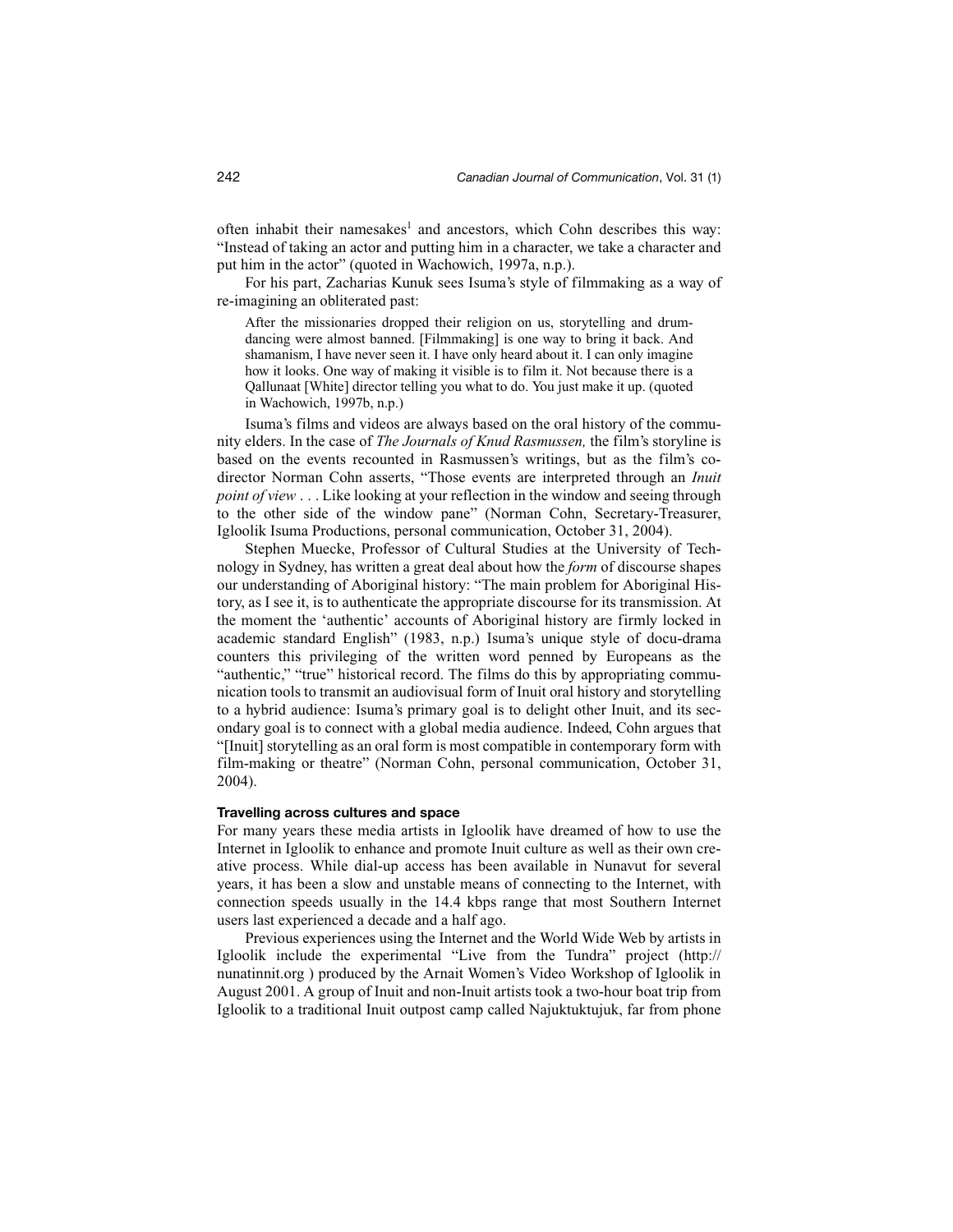often inhabit their namesakes[1] and ancestors, which Cohn describes this way: "Instead of taking an actor and putting him in a character, we take a character and put him in the actor" (quoted in Wachowich, 1997a, n.p.).

For his part, Zacharias Kunuk sees Isuma's style of filmmaking as a way of re-imagining an obliterated past:

> After the missionaries dropped their religion on us, storytelling and drum-dancing were almost banned. [Filmmaking] is one way to bring it back. And shamanism, I have never seen it. I have only heard about it. I can only imagine how it looks. One way of making it visible is to film it. Not because there is a Qallunaat [White] director telling you what to do. You just make it up. (quoted in Wachowich, 1997b, n.p.)

Isuma's films and videos are always based on the oral history of the community elders. In the case of *The Journals of Knud Rasmussen,* the film's storyline is based on the events recounted in Rasmussen's writings, but as the film's co-director Norman Cohn asserts, "Those events are interpreted through an *Inuit point of view* . . . Like looking at your reflection in the window and seeing through to the other side of the window pane" (Norman Cohn, Secretary-Treasurer, Igloolik Isuma Productions, personal communication, October 31, 2004).

Stephen Muecke, Professor of Cultural Studies at the University of Technology in Sydney, has written a great deal about how the *form* of discourse shapes our understanding of Aboriginal history: "The main problem for Aboriginal History, as I see it, is to authenticate the appropriate discourse for its transmission. At the moment the 'authentic' accounts of Aboriginal history are firmly locked in academic standard English" (1983, n.p.) Isuma's unique style of docu-drama counters this privileging of the written word penned by Europeans as the "authentic," "true" historical record. The films do this by appropriating communication tools to transmit an audiovisual form of Inuit oral history and storytelling to a hybrid audience: Isuma's primary goal is to delight other Inuit, and its secondary goal is to connect with a global media audience. Indeed, Cohn argues that "[Inuit] storytelling as an oral form is most compatible in contemporary form with film-making or theatre" (Norman Cohn, personal communication, October 31, 2004).

#### Travelling across cultures and space

For many years these media artists in Igloolik have dreamed of how to use the Internet in Igloolik to enhance and promote Inuit culture as well as their own creative process. While dial-up access has been available in Nunavut for several years, it has been a slow and unstable means of connecting to the Internet, with connection speeds usually in the 14.4 kbps range that most Southern Internet users last experienced a decade and a half ago.

Previous experiences using the Internet and the World Wide Web by artists in Igloolik include the experimental "Live from the Tundra" project (http://nunatinnit.org ) produced by the Arnait Women's Video Workshop of Igloolik in August 2001. A group of Inuit and non-Inuit artists took a two-hour boat trip from Igloolik to a traditional Inuit outpost camp called Najuktuktujuk, far from phone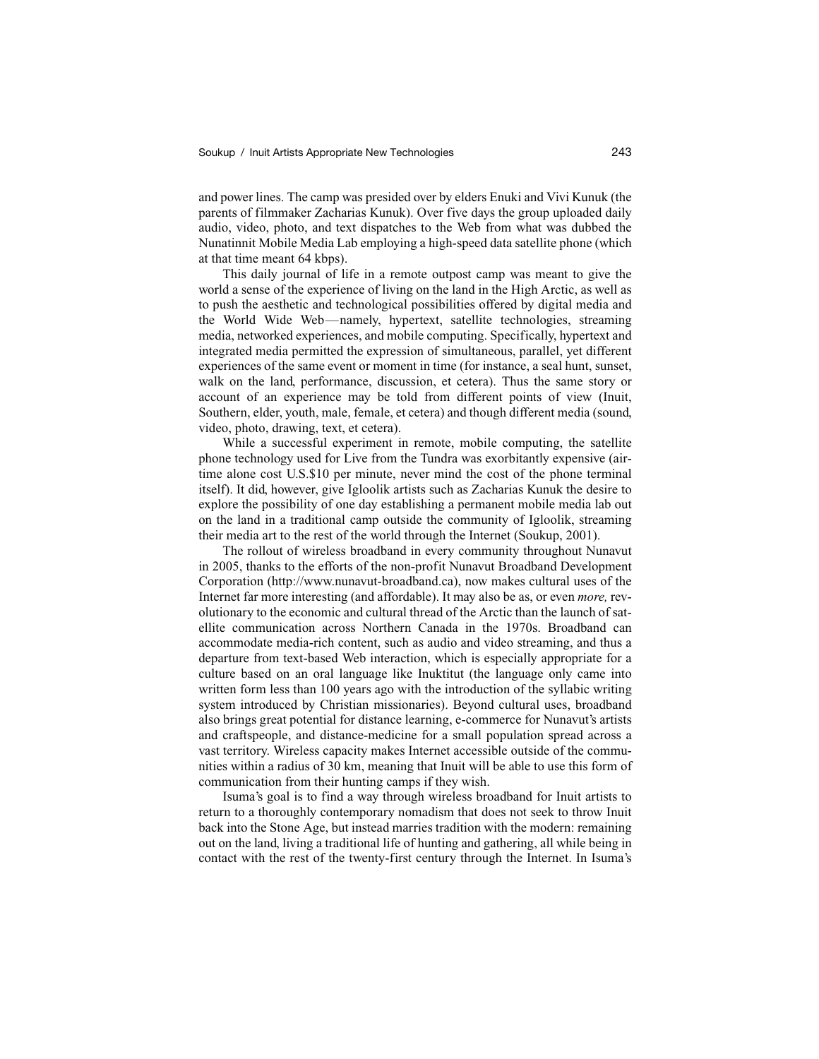and power lines. The camp was presided over by elders Enuki and Vivi Kunuk (the parents of filmmaker Zacharias Kunuk). Over five days the group uploaded daily audio, video, photo, and text dispatches to the Web from what was dubbed the Nunatinnit Mobile Media Lab employing a high-speed data satellite phone (which at that time meant 64 kbps).

This daily journal of life in a remote outpost camp was meant to give the world a sense of the experience of living on the land in the High Arctic, as well as to push the aesthetic and technological possibilities offered by digital media and the World Wide Web—namely, hypertext, satellite technologies, streaming media, networked experiences, and mobile computing. Specifically, hypertext and integrated media permitted the expression of simultaneous, parallel, yet different experiences of the same event or moment in time (for instance, a seal hunt, sunset, walk on the land, performance, discussion, et cetera). Thus the same story or account of an experience may be told from different points of view (Inuit, Southern, elder, youth, male, female, et cetera) and though different media (sound, video, photo, drawing, text, et cetera).

While a successful experiment in remote, mobile computing, the satellite phone technology used for Live from the Tundra was exorbitantly expensive (airtime alone cost U.S.$10 per minute, never mind the cost of the phone terminal itself). It did, however, give Igloolik artists such as Zacharias Kunuk the desire to explore the possibility of one day establishing a permanent mobile media lab out on the land in a traditional camp outside the community of Igloolik, streaming their media art to the rest of the world through the Internet (Soukup, 2001).

The rollout of wireless broadband in every community throughout Nunavut in 2005, thanks to the efforts of the non-profit Nunavut Broadband Development Corporation (http://www.nunavut-broadband.ca), now makes cultural uses of the Internet far more interesting (and affordable). It may also be as, or even *more,* revolutionary to the economic and cultural thread of the Arctic than the launch of satellite communication across Northern Canada in the 1970s. Broadband can accommodate media-rich content, such as audio and video streaming, and thus a departure from text-based Web interaction, which is especially appropriate for a culture based on an oral language like Inuktitut (the language only came into written form less than 100 years ago with the introduction of the syllabic writing system introduced by Christian missionaries). Beyond cultural uses, broadband also brings great potential for distance learning, e-commerce for Nunavut's artists and craftspeople, and distance-medicine for a small population spread across a vast territory. Wireless capacity makes Internet accessible outside of the communities within a radius of 30 km, meaning that Inuit will be able to use this form of communication from their hunting camps if they wish.

Isuma's goal is to find a way through wireless broadband for Inuit artists to return to a thoroughly contemporary nomadism that does not seek to throw Inuit back into the Stone Age, but instead marries tradition with the modern: remaining out on the land, living a traditional life of hunting and gathering, all while being in contact with the rest of the twenty-first century through the Internet. In Isuma's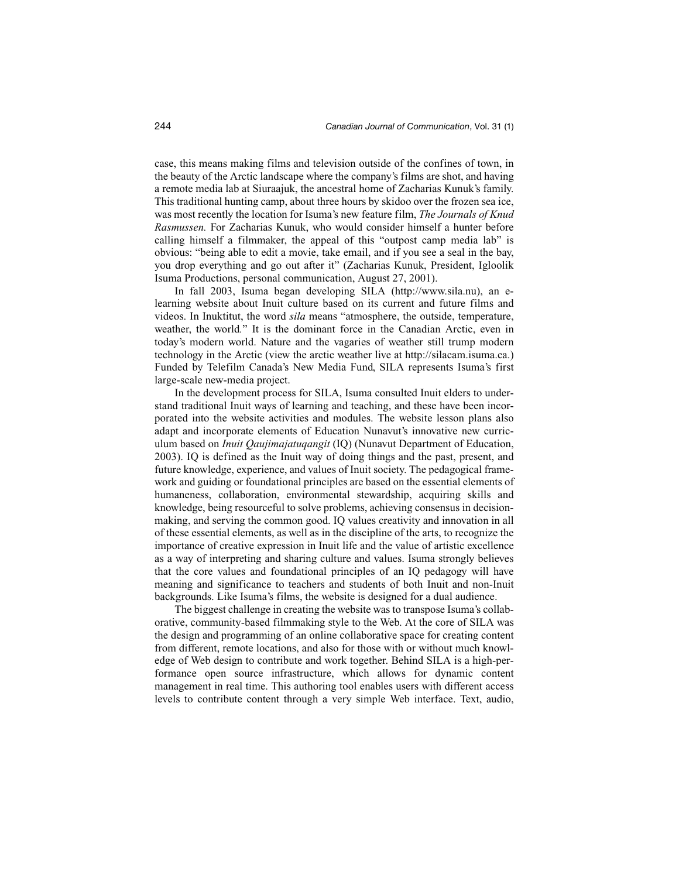case, this means making films and television outside of the confines of town, in the beauty of the Arctic landscape where the company's films are shot, and having a remote media lab at Siuraajuk, the ancestral home of Zacharias Kunuk's family. This traditional hunting camp, about three hours by skidoo over the frozen sea ice, was most recently the location for Isuma's new feature film, *The Journals of Knud Rasmussen.* For Zacharias Kunuk, who would consider himself a hunter before calling himself a filmmaker, the appeal of this "outpost camp media lab" is obvious: "being able to edit a movie, take email, and if you see a seal in the bay, you drop everything and go out after it" (Zacharias Kunuk, President, Igloolik Isuma Productions, personal communication, August 27, 2001).

In fall 2003, Isuma began developing SILA (http://www.sila.nu), an e-learning website about Inuit culture based on its current and future films and videos. In Inuktitut, the word *sila* means "atmosphere, the outside, temperature, weather, the world." It is the dominant force in the Canadian Arctic, even in today's modern world. Nature and the vagaries of weather still trump modern technology in the Arctic (view the arctic weather live at http://silacam.isuma.ca.) Funded by Telefilm Canada's New Media Fund, SILA represents Isuma's first large-scale new-media project.

In the development process for SILA, Isuma consulted Inuit elders to understand traditional Inuit ways of learning and teaching, and these have been incorporated into the website activities and modules. The website lesson plans also adapt and incorporate elements of Education Nunavut's innovative new curriculum based on *Inuit Qaujimajatuqangit* (IQ) (Nunavut Department of Education, 2003). IQ is defined as the Inuit way of doing things and the past, present, and future knowledge, experience, and values of Inuit society. The pedagogical framework and guiding or foundational principles are based on the essential elements of humaneness, collaboration, environmental stewardship, acquiring skills and knowledge, being resourceful to solve problems, achieving consensus in decision-making, and serving the common good. IQ values creativity and innovation in all of these essential elements, as well as in the discipline of the arts, to recognize the importance of creative expression in Inuit life and the value of artistic excellence as a way of interpreting and sharing culture and values. Isuma strongly believes that the core values and foundational principles of an IQ pedagogy will have meaning and significance to teachers and students of both Inuit and non-Inuit backgrounds. Like Isuma's films, the website is designed for a dual audience.

The biggest challenge in creating the website was to transpose Isuma's collaborative, community-based filmmaking style to the Web. At the core of SILA was the design and programming of an online collaborative space for creating content from different, remote locations, and also for those with or without much knowledge of Web design to contribute and work together. Behind SILA is a high-performance open source infrastructure, which allows for dynamic content management in real time. This authoring tool enables users with different access levels to contribute content through a very simple Web interface. Text, audio,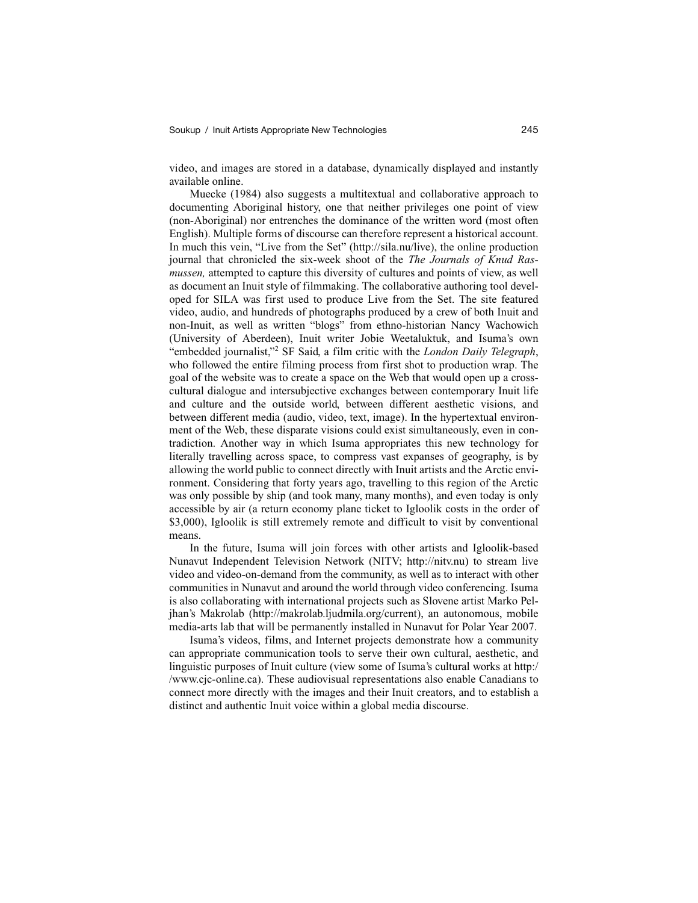video, and images are stored in a database, dynamically displayed and instantly available online.

Muecke (1984) also suggests a multitextual and collaborative approach to documenting Aboriginal history, one that neither privileges one point of view (non-Aboriginal) nor entrenches the dominance of the written word (most often English). Multiple forms of discourse can therefore represent a historical account. In much this vein, "Live from the Set" (http://sila.nu/live), the online production journal that chronicled the six-week shoot of the *The Journals of Knud Rasmussen,* attempted to capture this diversity of cultures and points of view, as well as document an Inuit style of filmmaking. The collaborative authoring tool developed for SILA was first used to produce Live from the Set. The site featured video, audio, and hundreds of photographs produced by a crew of both Inuit and non-Inuit, as well as written "blogs" from ethno-historian Nancy Wachowich (University of Aberdeen), Inuit writer Jobie Weetaluktuk, and Isuma's own "embedded journalist,"[2] SF Said, a film critic with the *London Daily Telegraph*, who followed the entire filming process from first shot to production wrap. The goal of the website was to create a space on the Web that would open up a cross-cultural dialogue and intersubjective exchanges between contemporary Inuit life and culture and the outside world, between different aesthetic visions, and between different media (audio, video, text, image). In the hypertextual environment of the Web, these disparate visions could exist simultaneously, even in contradiction. Another way in which Isuma appropriates this new technology for literally travelling across space, to compress vast expanses of geography, is by allowing the world public to connect directly with Inuit artists and the Arctic environment. Considering that forty years ago, travelling to this region of the Arctic was only possible by ship (and took many, many months), and even today is only accessible by air (a return economy plane ticket to Igloolik costs in the order of \$3,000), Igloolik is still extremely remote and difficult to visit by conventional means.

In the future, Isuma will join forces with other artists and Igloolik-based Nunavut Independent Television Network (NITV; http://nitv.nu) to stream live video and video-on-demand from the community, as well as to interact with other communities in Nunavut and around the world through video conferencing. Isuma is also collaborating with international projects such as Slovene artist Marko Peljhan's Makrolab (http://makrolab.ljudmila.org/current), an autonomous, mobile media-arts lab that will be permanently installed in Nunavut for Polar Year 2007.

Isuma's videos, films, and Internet projects demonstrate how a community can appropriate communication tools to serve their own cultural, aesthetic, and linguistic purposes of Inuit culture (view some of Isuma's cultural works at http://www.cjc-online.ca). These audiovisual representations also enable Canadians to connect more directly with the images and their Inuit creators, and to establish a distinct and authentic Inuit voice within a global media discourse.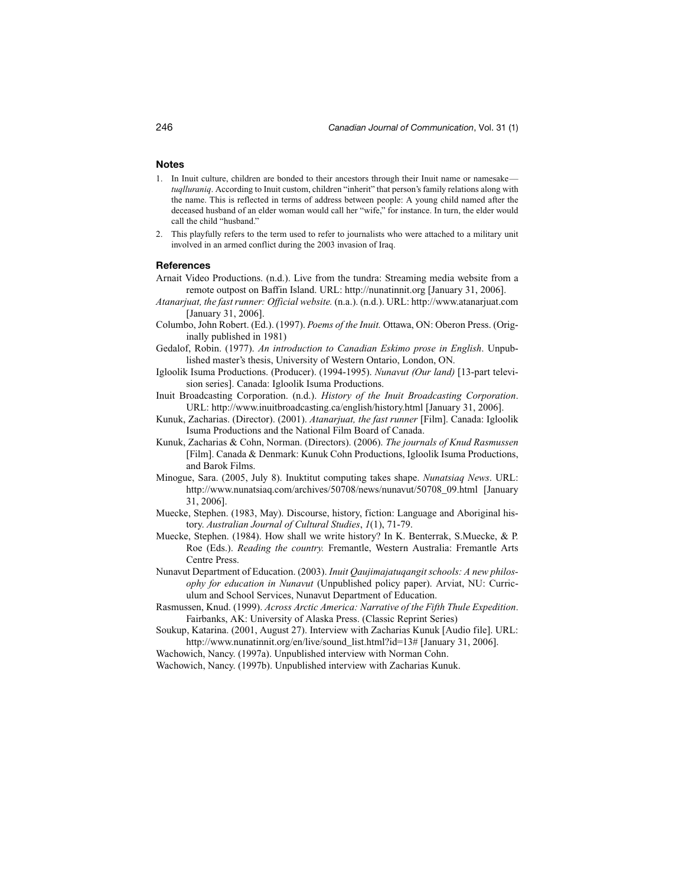## Notes

1. In Inuit culture, children are bonded to their ancestors through their Inuit name or namesake—*tuqlluraniq*. According to Inuit custom, children "inherit" that person's family relations along with the name. This is reflected in terms of address between people: A young child named after the deceased husband of an elder woman would call her "wife," for instance. In turn, the elder would call the child "husband."
2. This playfully refers to the term used to refer to journalists who were attached to a military unit involved in an armed conflict during the 2003 invasion of Iraq.

## References

Arnait Video Productions. (n.d.). Live from the tundra: Streaming media website from a remote outpost on Baffin Island. URL: http://nunatinnit.org [January 31, 2006].

*Atanarjuat, the fast runner: Official website.* (n.a.). (n.d.). URL: http://www.atanarjuat.com [January 31, 2006].

Columbo, John Robert. (Ed.). (1997). *Poems of the Inuit.* Ottawa, ON: Oberon Press. (Originally published in 1981)

Gedalof, Robin. (1977). *An introduction to Canadian Eskimo prose in English*. Unpublished master's thesis, University of Western Ontario, London, ON.

Igloolik Isuma Productions. (Producer). (1994-1995). *Nunavut (Our land)* [13-part television series]. Canada: Igloolik Isuma Productions.

Inuit Broadcasting Corporation. (n.d.). *History of the Inuit Broadcasting Corporation*. URL: http://www.inuitbroadcasting.ca/english/history.html [January 31, 2006].

Kunuk, Zacharias. (Director). (2001). *Atanarjuat, the fast runner* [Film]. Canada: Igloolik Isuma Productions and the National Film Board of Canada.

Kunuk, Zacharias & Cohn, Norman. (Directors). (2006). *The journals of Knud Rasmussen* [Film]. Canada & Denmark: Kunuk Cohn Productions, Igloolik Isuma Productions, and Barok Films.

Minogue, Sara. (2005, July 8). Inuktitut computing takes shape. *Nunatsiaq News*. URL: http://www.nunatsiaq.com/archives/50708/news/nunavut/50708_09.html [January 31, 2006].

Muecke, Stephen. (1983, May). Discourse, history, fiction: Language and Aboriginal history. *Australian Journal of Cultural Studies*, *1*(1), 71-79.

Muecke, Stephen. (1984). How shall we write history? In K. Benterrak, S.Muecke, & P. Roe (Eds.). *Reading the country.* Fremantle, Western Australia: Fremantle Arts Centre Press.

Nunavut Department of Education. (2003). *Inuit Qaujimajatuqangit schools: A new philosophy for education in Nunavut* (Unpublished policy paper). Arviat, NU: Curriculum and School Services, Nunavut Department of Education.

Rasmussen, Knud. (1999). *Across Arctic America: Narrative of the Fifth Thule Expedition*. Fairbanks, AK: University of Alaska Press. (Classic Reprint Series)

Soukup, Katarina. (2001, August 27). Interview with Zacharias Kunuk [Audio file]. URL: http://www.nunatinnit.org/en/live/sound_list.html?id=13# [January 31, 2006].

Wachowich, Nancy. (1997a). Unpublished interview with Norman Cohn.

Wachowich, Nancy. (1997b). Unpublished interview with Zacharias Kunuk.